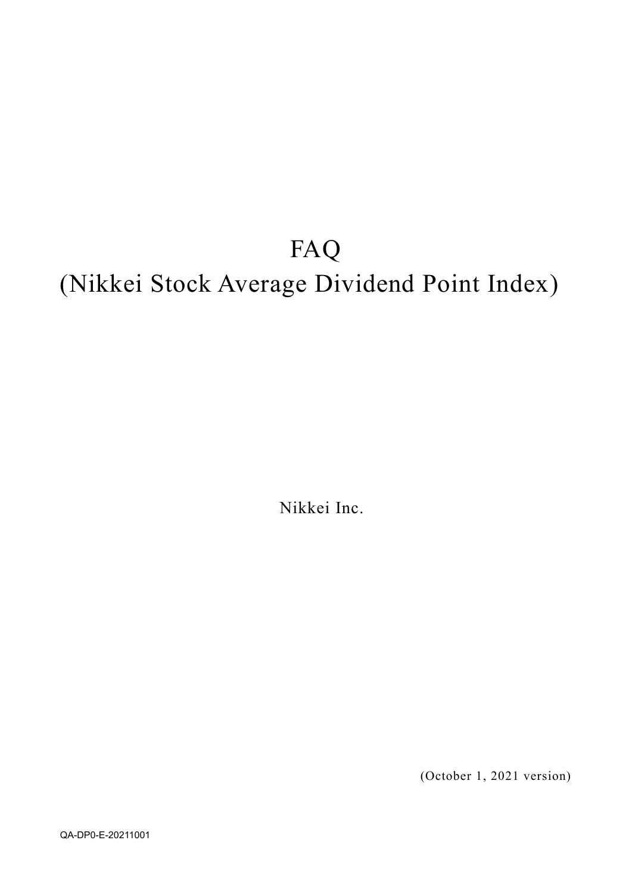# FAQ
# (Nikkei Stock Average Dividend Point Index)

Nikkei Inc.

(October 1, 2021 version)

QA-DP0-E-20211001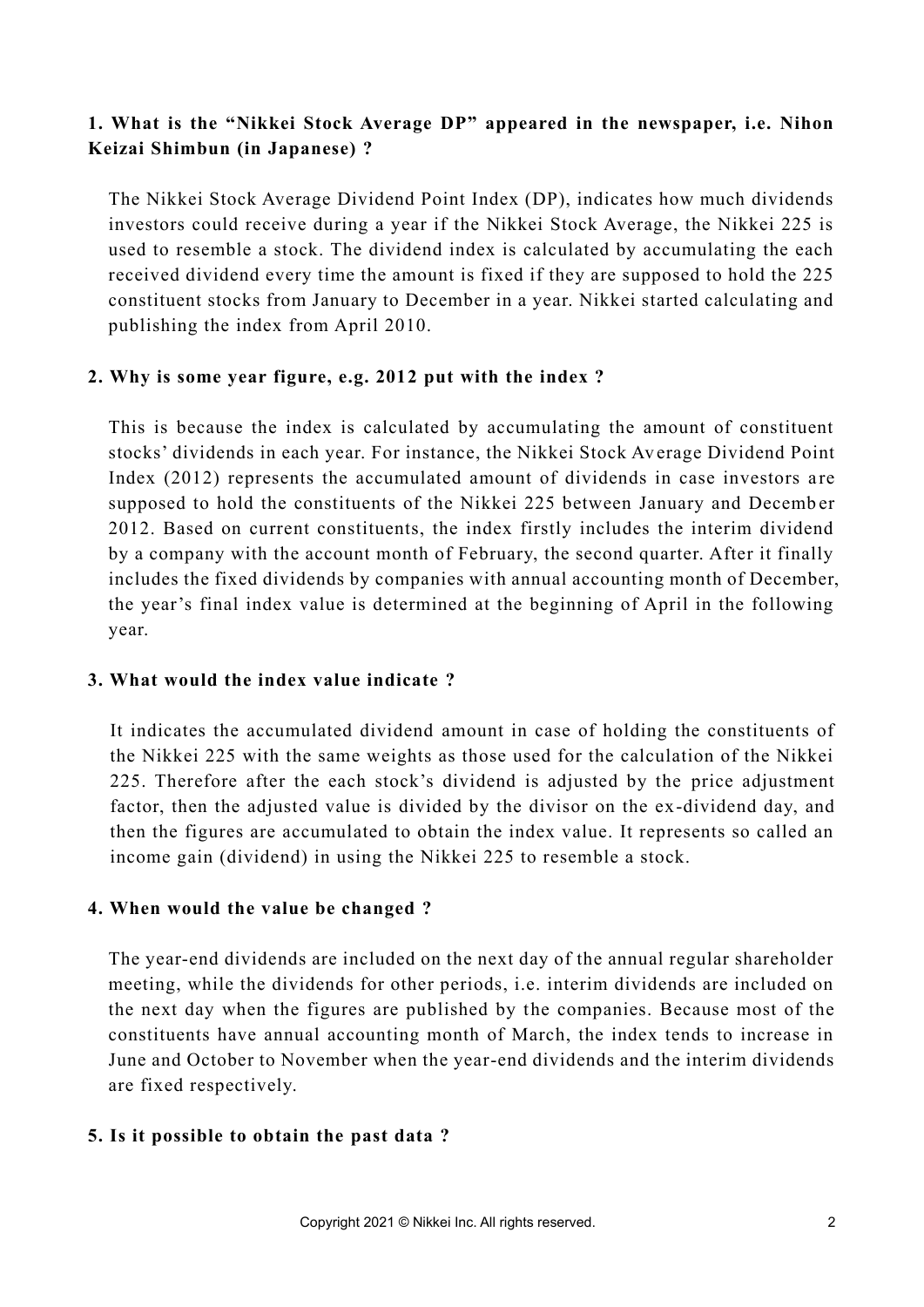**1. What is the "Nikkei Stock Average DP" appeared in the newspaper, i.e. Nihon Keizai Shimbun (in Japanese) ?**

The Nikkei Stock Average Dividend Point Index (DP), indicates how much dividends investors could receive during a year if the Nikkei Stock Average, the Nikkei 225 is used to resemble a stock. The dividend index is calculated by accumulating the each received dividend every time the amount is fixed if they are supposed to hold the 225 constituent stocks from January to December in a year. Nikkei started calculating and publishing the index from April 2010.

**2. Why is some year figure, e.g. 2012 put with the index ?**

This is because the index is calculated by accumulating the amount of constituent stocks' dividends in each year. For instance, the Nikkei Stock Average Dividend Point Index (2012) represents the accumulated amount of dividends in case investors are supposed to hold the constituents of the Nikkei 225 between January and December 2012. Based on current constituents, the index firstly includes the interim dividend by a company with the account month of February, the second quarter. After it finally includes the fixed dividends by companies with annual accounting month of December, the year's final index value is determined at the beginning of April in the following year.

**3. What would the index value indicate ?**

It indicates the accumulated dividend amount in case of holding the constituents of the Nikkei 225 with the same weights as those used for the calculation of the Nikkei 225. Therefore after the each stock's dividend is adjusted by the price adjustment factor, then the adjusted value is divided by the divisor on the ex-dividend day, and then the figures are accumulated to obtain the index value. It represents so called an income gain (dividend) in using the Nikkei 225 to resemble a stock.

**4. When would the value be changed ?**

The year-end dividends are included on the next day of the annual regular shareholder meeting, while the dividends for other periods, i.e. interim dividends are included on the next day when the figures are published by the companies. Because most of the constituents have annual accounting month of March, the index tends to increase in June and October to November when the year-end dividends and the interim dividends are fixed respectively.

**5. Is it possible to obtain the past data ?**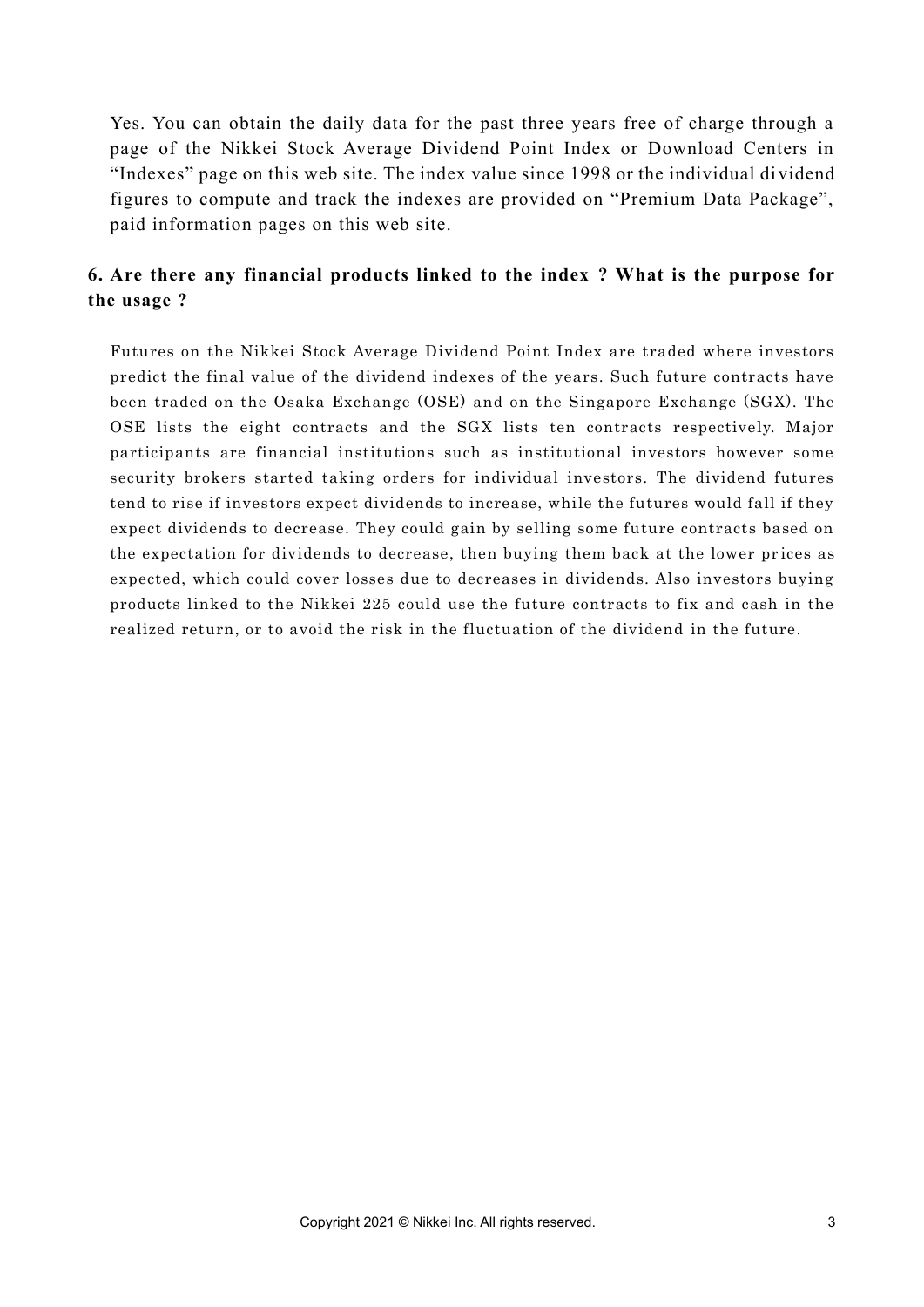Yes. You can obtain the daily data for the past three years free of charge through a page of the Nikkei Stock Average Dividend Point Index or Download Centers in "Indexes" page on this web site. The index value since 1998 or the individual dividend figures to compute and track the indexes are provided on "Premium Data Package", paid information pages on this web site.

### 6. Are there any financial products linked to the index ? What is the purpose for the usage ?

Futures on the Nikkei Stock Average Dividend Point Index are traded where investors predict the final value of the dividend indexes of the years. Such future contracts have been traded on the Osaka Exchange (OSE) and on the Singapore Exchange (SGX). The OSE lists the eight contracts and the SGX lists ten contracts respectively. Major participants are financial institutions such as institutional investors however some security brokers started taking orders for individual investors. The dividend futures tend to rise if investors expect dividends to increase, while the futures would fall if they expect dividends to decrease. They could gain by selling some future contracts based on the expectation for dividends to decrease, then buying them back at the lower prices as expected, which could cover losses due to decreases in dividends. Also investors buying products linked to the Nikkei 225 could use the future contracts to fix and cash in the realized return, or to avoid the risk in the fluctuation of the dividend in the future.

Copyright 2021 © Nikkei Inc. All rights reserved.